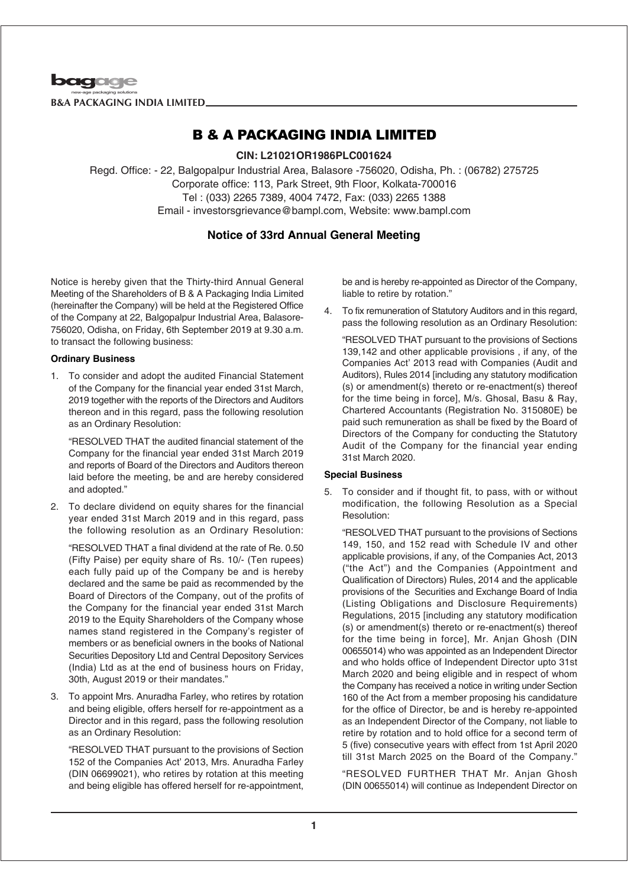# B & A PACKAGING INDIA LIMITED

**CIN: L21021OR1986PLC001624**

Regd. Office: - 22, Balgopalpur Industrial Area, Balasore -756020, Odisha, Ph. : (06782) 275725
Corporate office: 113, Park Street, 9th Floor, Kolkata-700016
Tel : (033) 2265 7389, 4004 7472, Fax: (033) 2265 1388
Email - investorsgrievance@bampl.com, Website: www.bampl.com

## Notice of 33rd Annual General Meeting

Notice is hereby given that the Thirty-third Annual General Meeting of the Shareholders of B & A Packaging India Limited (hereinafter the Company) will be held at the Registered Office of the Company at 22, Balgopalpur Industrial Area, Balasore-756020, Odisha, on Friday, 6th September 2019 at 9.30 a.m. to transact the following business:

### Ordinary Business

1. To consider and adopt the audited Financial Statement of the Company for the financial year ended 31st March, 2019 together with the reports of the Directors and Auditors thereon and in this regard, pass the following resolution as an Ordinary Resolution:

   "RESOLVED THAT the audited financial statement of the Company for the financial year ended 31st March 2019 and reports of Board of the Directors and Auditors thereon laid before the meeting, be and are hereby considered and adopted."

2. To declare dividend on equity shares for the financial year ended 31st March 2019 and in this regard, pass the following resolution as an Ordinary Resolution:

   "RESOLVED THAT a final dividend at the rate of Re. 0.50 (Fifty Paise) per equity share of Rs. 10/- (Ten rupees) each fully paid up of the Company be and is hereby declared and the same be paid as recommended by the Board of Directors of the Company, out of the profits of the Company for the financial year ended 31st March 2019 to the Equity Shareholders of the Company whose names stand registered in the Company's register of members or as beneficial owners in the books of National Securities Depository Ltd and Central Depository Services (India) Ltd as at the end of business hours on Friday, 30th, August 2019 or their mandates."

3. To appoint Mrs. Anuradha Farley, who retires by rotation and being eligible, offers herself for re-appointment as a Director and in this regard, pass the following resolution as an Ordinary Resolution:

   "RESOLVED THAT pursuant to the provisions of Section 152 of the Companies Act' 2013, Mrs. Anuradha Farley (DIN 06699021), who retires by rotation at this meeting and being eligible has offered herself for re-appointment, be and is hereby re-appointed as Director of the Company, liable to retire by rotation."

4. To fix remuneration of Statutory Auditors and in this regard, pass the following resolution as an Ordinary Resolution:

   "RESOLVED THAT pursuant to the provisions of Sections 139,142 and other applicable provisions , if any, of the Companies Act' 2013 read with Companies (Audit and Auditors), Rules 2014 [including any statutory modification (s) or amendment(s) thereto or re-enactment(s) thereof for the time being in force], M/s. Ghosal, Basu & Ray, Chartered Accountants (Registration No. 315080E) be paid such remuneration as shall be fixed by the Board of Directors of the Company for conducting the Statutory Audit of the Company for the financial year ending 31st March 2020.

### Special Business

5. To consider and if thought fit, to pass, with or without modification, the following Resolution as a Special Resolution:

   "RESOLVED THAT pursuant to the provisions of Sections 149, 150, and 152 read with Schedule IV and other applicable provisions, if any, of the Companies Act, 2013 ("the Act") and the Companies (Appointment and Qualification of Directors) Rules, 2014 and the applicable provisions of the Securities and Exchange Board of India (Listing Obligations and Disclosure Requirements) Regulations, 2015 [including any statutory modification (s) or amendment(s) thereto or re-enactment(s) thereof for the time being in force], Mr. Anjan Ghosh (DIN 00655014) who was appointed as an Independent Director and who holds office of Independent Director upto 31st March 2020 and being eligible and in respect of whom the Company has received a notice in writing under Section 160 of the Act from a member proposing his candidature for the office of Director, be and is hereby re-appointed as an Independent Director of the Company, not liable to retire by rotation and to hold office for a second term of 5 (five) consecutive years with effect from 1st April 2020 till 31st March 2025 on the Board of the Company."

   "RESOLVED FURTHER THAT Mr. Anjan Ghosh (DIN 00655014) will continue as Independent Director on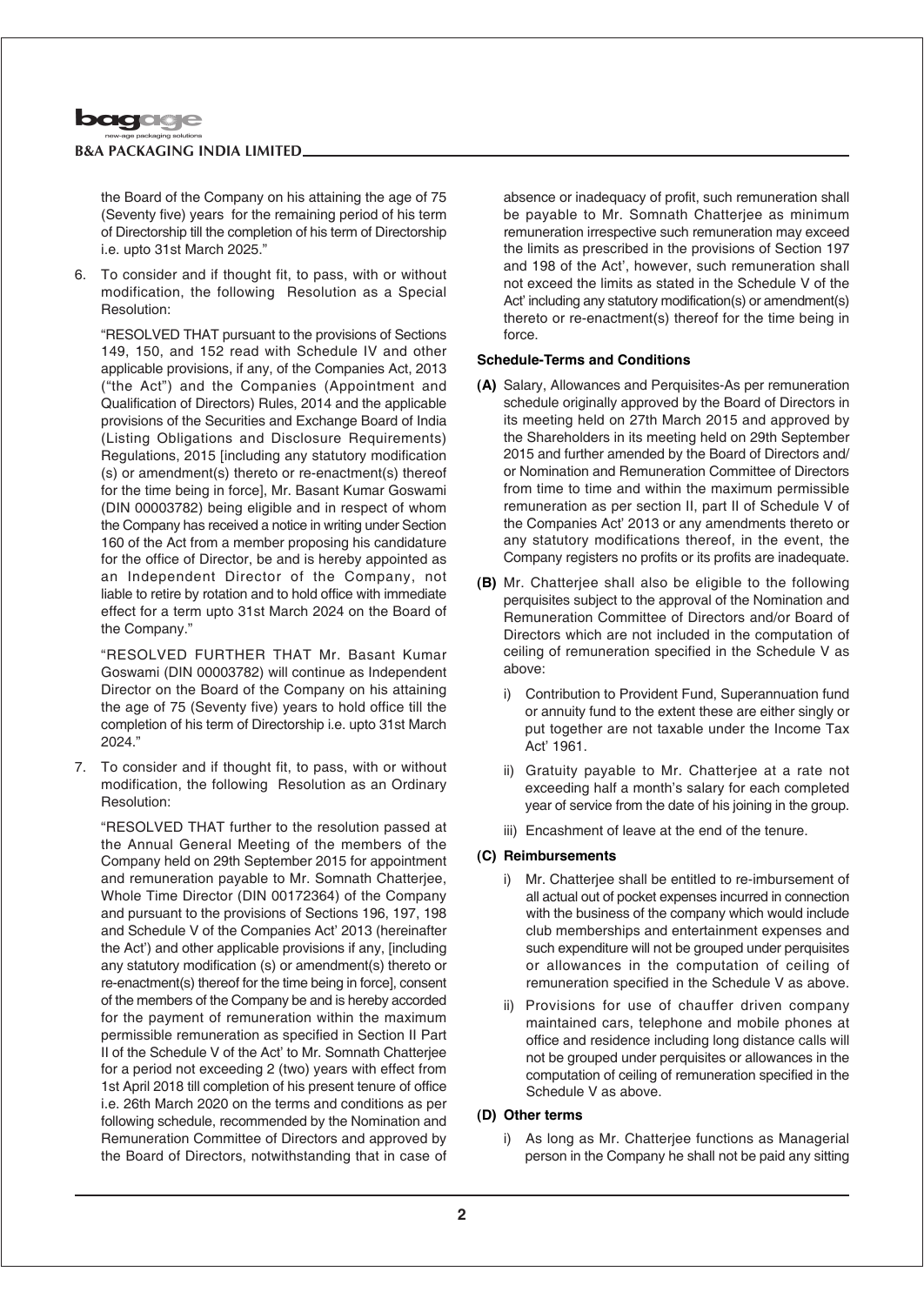the Board of the Company on his attaining the age of 75 (Seventy five) years for the remaining period of his term of Directorship till the completion of his term of Directorship i.e. upto 31st March 2025."

6. To consider and if thought fit, to pass, with or without modification, the following Resolution as a Special Resolution:

   "RESOLVED THAT pursuant to the provisions of Sections 149, 150, and 152 read with Schedule IV and other applicable provisions, if any, of the Companies Act, 2013 ("the Act") and the Companies (Appointment and Qualification of Directors) Rules, 2014 and the applicable provisions of the Securities and Exchange Board of India (Listing Obligations and Disclosure Requirements) Regulations, 2015 [including any statutory modification (s) or amendment(s) thereto or re-enactment(s) thereof for the time being in force], Mr. Basant Kumar Goswami (DIN 00003782) being eligible and in respect of whom the Company has received a notice in writing under Section 160 of the Act from a member proposing his candidature for the office of Director, be and is hereby appointed as an Independent Director of the Company, not liable to retire by rotation and to hold office with immediate effect for a term upto 31st March 2024 on the Board of the Company."

   "RESOLVED FURTHER THAT Mr. Basant Kumar Goswami (DIN 00003782) will continue as Independent Director on the Board of the Company on his attaining the age of 75 (Seventy five) years to hold office till the completion of his term of Directorship i.e. upto 31st March 2024."

7. To consider and if thought fit, to pass, with or without modification, the following Resolution as an Ordinary Resolution:

   "RESOLVED THAT further to the resolution passed at the Annual General Meeting of the members of the Company held on 29th September 2015 for appointment and remuneration payable to Mr. Somnath Chatterjee, Whole Time Director (DIN 00172364) of the Company and pursuant to the provisions of Sections 196, 197, 198 and Schedule V of the Companies Act' 2013 (hereinafter the Act') and other applicable provisions if any, [including any statutory modification (s) or amendment(s) thereto or re-enactment(s) thereof for the time being in force], consent of the members of the Company be and is hereby accorded for the payment of remuneration within the maximum permissible remuneration as specified in Section II Part II of the Schedule V of the Act' to Mr. Somnath Chatterjee for a period not exceeding 2 (two) years with effect from 1st April 2018 till completion of his present tenure of office i.e. 26th March 2020 on the terms and conditions as per following schedule, recommended by the Nomination and Remuneration Committee of Directors and approved by the Board of Directors, notwithstanding that in case of absence or inadequacy of profit, such remuneration shall be payable to Mr. Somnath Chatterjee as minimum remuneration irrespective such remuneration may exceed the limits as prescribed in the provisions of Section 197 and 198 of the Act', however, such remuneration shall not exceed the limits as stated in the Schedule V of the Act' including any statutory modification(s) or amendment(s) thereto or re-enactment(s) thereof for the time being in force.

**Schedule-Terms and Conditions**

**(A)** Salary, Allowances and Perquisites-As per remuneration schedule originally approved by the Board of Directors in its meeting held on 27th March 2015 and approved by the Shareholders in its meeting held on 29th September 2015 and further amended by the Board of Directors and/ or Nomination and Remuneration Committee of Directors from time to time and within the maximum permissible remuneration as per section II, part II of Schedule V of the Companies Act' 2013 or any amendments thereto or any statutory modifications thereof, in the event, the Company registers no profits or its profits are inadequate.

**(B)** Mr. Chatterjee shall also be eligible to the following perquisites subject to the approval of the Nomination and Remuneration Committee of Directors and/or Board of Directors which are not included in the computation of ceiling of remuneration specified in the Schedule V as above:

i) Contribution to Provident Fund, Superannuation fund or annuity fund to the extent these are either singly or put together are not taxable under the Income Tax Act' 1961.

ii) Gratuity payable to Mr. Chatterjee at a rate not exceeding half a month's salary for each completed year of service from the date of his joining in the group.

iii) Encashment of leave at the end of the tenure.

**(C) Reimbursements**

i) Mr. Chatterjee shall be entitled to re-imbursement of all actual out of pocket expenses incurred in connection with the business of the company which would include club memberships and entertainment expenses and such expenditure will not be grouped under perquisites or allowances in the computation of ceiling of remuneration specified in the Schedule V as above.

ii) Provisions for use of chauffer driven company maintained cars, telephone and mobile phones at office and residence including long distance calls will not be grouped under perquisites or allowances in the computation of ceiling of remuneration specified in the Schedule V as above.

**(D) Other terms**

i) As long as Mr. Chatterjee functions as Managerial person in the Company he shall not be paid any sitting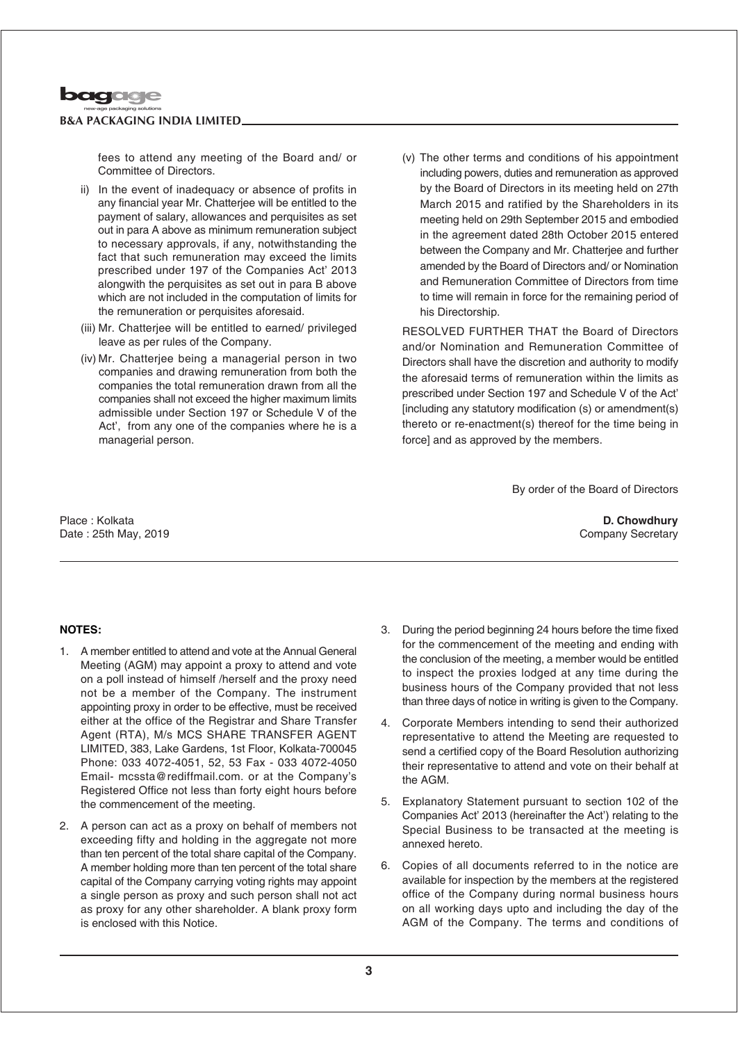fees to attend any meeting of the Board and/ or Committee of Directors.

ii) In the event of inadequacy or absence of profits in any financial year Mr. Chatterjee will be entitled to the payment of salary, allowances and perquisites as set out in para A above as minimum remuneration subject to necessary approvals, if any, notwithstanding the fact that such remuneration may exceed the limits prescribed under 197 of the Companies Act' 2013 alongwith the perquisites as set out in para B above which are not included in the computation of limits for the remuneration or perquisites aforesaid.

(iii) Mr. Chatterjee will be entitled to earned/ privileged leave as per rules of the Company.

(iv) Mr. Chatterjee being a managerial person in two companies and drawing remuneration from both the companies the total remuneration drawn from all the companies shall not exceed the higher maximum limits admissible under Section 197 or Schedule V of the Act', from any one of the companies where he is a managerial person.

(v) The other terms and conditions of his appointment including powers, duties and remuneration as approved by the Board of Directors in its meeting held on 27th March 2015 and ratified by the Shareholders in its meeting held on 29th September 2015 and embodied in the agreement dated 28th October 2015 entered between the Company and Mr. Chatterjee and further amended by the Board of Directors and/ or Nomination and Remuneration Committee of Directors from time to time will remain in force for the remaining period of his Directorship.

RESOLVED FURTHER THAT the Board of Directors and/or Nomination and Remuneration Committee of Directors shall have the discretion and authority to modify the aforesaid terms of remuneration within the limits as prescribed under Section 197 and Schedule V of the Act' [including any statutory modification (s) or amendment(s) thereto or re-enactment(s) thereof for the time being in force] and as approved by the members.

By order of the Board of Directors

Place : Kolkata
Date : 25th May, 2019

**D. Chowdhury**
Company Secretary

**NOTES:**

1. A member entitled to attend and vote at the Annual General Meeting (AGM) may appoint a proxy to attend and vote on a poll instead of himself /herself and the proxy need not be a member of the Company. The instrument appointing proxy in order to be effective, must be received either at the office of the Registrar and Share Transfer Agent (RTA), M/s MCS SHARE TRANSFER AGENT LIMITED, 383, Lake Gardens, 1st Floor, Kolkata-700045 Phone: 033 4072-4051, 52, 53 Fax - 033 4072-4050 Email- mcssta@rediffmail.com. or at the Company's Registered Office not less than forty eight hours before the commencement of the meeting.

2. A person can act as a proxy on behalf of members not exceeding fifty and holding in the aggregate not more than ten percent of the total share capital of the Company. A member holding more than ten percent of the total share capital of the Company carrying voting rights may appoint a single person as proxy and such person shall not act as proxy for any other shareholder. A blank proxy form is enclosed with this Notice.

3. During the period beginning 24 hours before the time fixed for the commencement of the meeting and ending with the conclusion of the meeting, a member would be entitled to inspect the proxies lodged at any time during the business hours of the Company provided that not less than three days of notice in writing is given to the Company.

4. Corporate Members intending to send their authorized representative to attend the Meeting are requested to send a certified copy of the Board Resolution authorizing their representative to attend and vote on their behalf at the AGM.

5. Explanatory Statement pursuant to section 102 of the Companies Act' 2013 (hereinafter the Act') relating to the Special Business to be transacted at the meeting is annexed hereto.

6. Copies of all documents referred to in the notice are available for inspection by the members at the registered office of the Company during normal business hours on all working days upto and including the day of the AGM of the Company. The terms and conditions of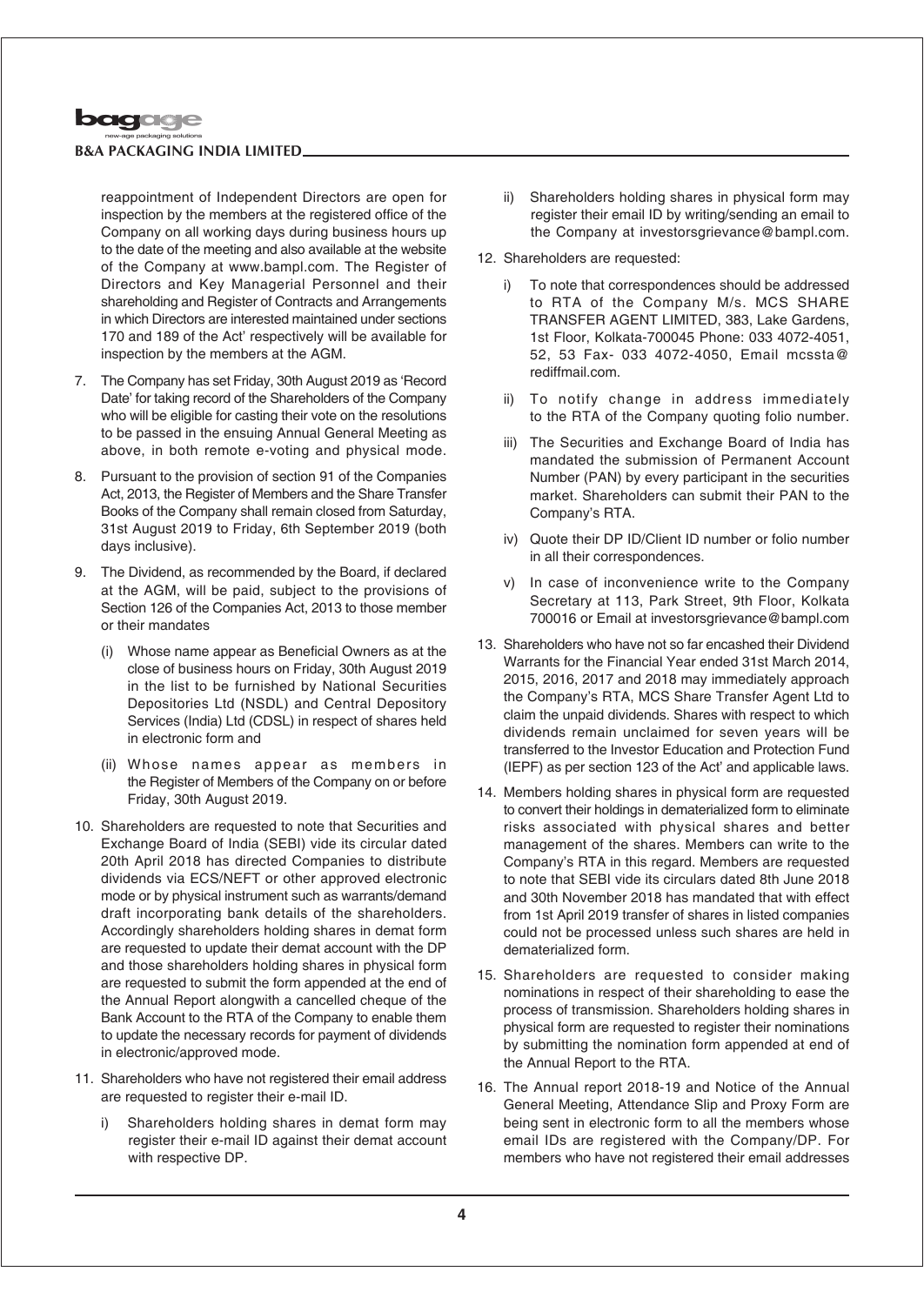reappointment of Independent Directors are open for inspection by the members at the registered office of the Company on all working days during business hours up to the date of the meeting and also available at the website of the Company at www.bampl.com. The Register of Directors and Key Managerial Personnel and their shareholding and Register of Contracts and Arrangements in which Directors are interested maintained under sections 170 and 189 of the Act' respectively will be available for inspection by the members at the AGM.

7. The Company has set Friday, 30th August 2019 as 'Record Date' for taking record of the Shareholders of the Company who will be eligible for casting their vote on the resolutions to be passed in the ensuing Annual General Meeting as above, in both remote e-voting and physical mode.

8. Pursuant to the provision of section 91 of the Companies Act, 2013, the Register of Members and the Share Transfer Books of the Company shall remain closed from Saturday, 31st August 2019 to Friday, 6th September 2019 (both days inclusive).

9. The Dividend, as recommended by the Board, if declared at the AGM, will be paid, subject to the provisions of Section 126 of the Companies Act, 2013 to those member or their mandates

   (i) Whose name appear as Beneficial Owners as at the close of business hours on Friday, 30th August 2019 in the list to be furnished by National Securities Depositories Ltd (NSDL) and Central Depository Services (India) Ltd (CDSL) in respect of shares held in electronic form and

   (ii) Whose names appear as members in the Register of Members of the Company on or before Friday, 30th August 2019.

10. Shareholders are requested to note that Securities and Exchange Board of India (SEBI) vide its circular dated 20th April 2018 has directed Companies to distribute dividends via ECS/NEFT or other approved electronic mode or by physical instrument such as warrants/demand draft incorporating bank details of the shareholders. Accordingly shareholders holding shares in demat form are requested to update their demat account with the DP and those shareholders holding shares in physical form are requested to submit the form appended at the end of the Annual Report alongwith a cancelled cheque of the Bank Account to the RTA of the Company to enable them to update the necessary records for payment of dividends in electronic/approved mode.

11. Shareholders who have not registered their email address are requested to register their e-mail ID.

    i) Shareholders holding shares in demat form may register their e-mail ID against their demat account with respective DP.

    ii) Shareholders holding shares in physical form may register their email ID by writing/sending an email to the Company at investorsgrievance@bampl.com.

12. Shareholders are requested:

    i) To note that correspondences should be addressed to RTA of the Company M/s. MCS SHARE TRANSFER AGENT LIMITED, 383, Lake Gardens, 1st Floor, Kolkata-700045 Phone: 033 4072-4051, 52, 53 Fax- 033 4072-4050, Email mcssta@rediffmail.com.

    ii) To notify change in address immediately to the RTA of the Company quoting folio number.

    iii) The Securities and Exchange Board of India has mandated the submission of Permanent Account Number (PAN) by every participant in the securities market. Shareholders can submit their PAN to the Company's RTA.

    iv) Quote their DP ID/Client ID number or folio number in all their correspondences.

    v) In case of inconvenience write to the Company Secretary at 113, Park Street, 9th Floor, Kolkata 700016 or Email at investorsgrievance@bampl.com

13. Shareholders who have not so far encashed their Dividend Warrants for the Financial Year ended 31st March 2014, 2015, 2016, 2017 and 2018 may immediately approach the Company's RTA, MCS Share Transfer Agent Ltd to claim the unpaid dividends. Shares with respect to which dividends remain unclaimed for seven years will be transferred to the Investor Education and Protection Fund (IEPF) as per section 123 of the Act' and applicable laws.

14. Members holding shares in physical form are requested to convert their holdings in dematerialized form to eliminate risks associated with physical shares and better management of the shares. Members can write to the Company's RTA in this regard. Members are requested to note that SEBI vide its circulars dated 8th June 2018 and 30th November 2018 has mandated that with effect from 1st April 2019 transfer of shares in listed companies could not be processed unless such shares are held in dematerialized form.

15. Shareholders are requested to consider making nominations in respect of their shareholding to ease the process of transmission. Shareholders holding shares in physical form are requested to register their nominations by submitting the nomination form appended at end of the Annual Report to the RTA.

16. The Annual report 2018-19 and Notice of the Annual General Meeting, Attendance Slip and Proxy Form are being sent in electronic form to all the members whose email IDs are registered with the Company/DP. For members who have not registered their email addresses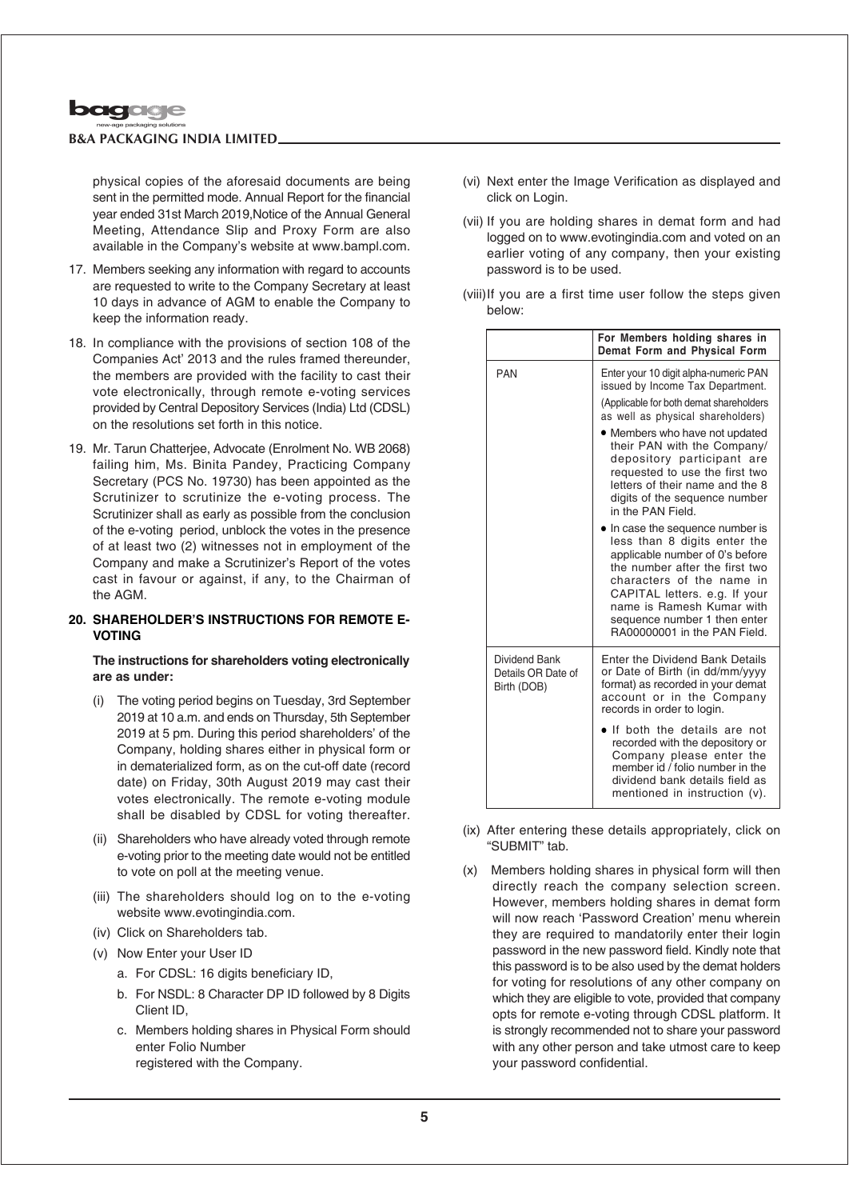physical copies of the aforesaid documents are being sent in the permitted mode. Annual Report for the financial year ended 31st March 2019,Notice of the Annual General Meeting, Attendance Slip and Proxy Form are also available in the Company's website at www.bampl.com.

17. Members seeking any information with regard to accounts are requested to write to the Company Secretary at least 10 days in advance of AGM to enable the Company to keep the information ready.

18. In compliance with the provisions of section 108 of the Companies Act' 2013 and the rules framed thereunder, the members are provided with the facility to cast their vote electronically, through remote e-voting services provided by Central Depository Services (India) Ltd (CDSL) on the resolutions set forth in this notice.

19. Mr. Tarun Chatterjee, Advocate (Enrolment No. WB 2068) failing him, Ms. Binita Pandey, Practicing Company Secretary (PCS No. 19730) has been appointed as the Scrutinizer to scrutinize the e-voting process. The Scrutinizer shall as early as possible from the conclusion of the e-voting period, unblock the votes in the presence of at least two (2) witnesses not in employment of the Company and make a Scrutinizer's Report of the votes cast in favour or against, if any, to the Chairman of the AGM.

20. **SHAREHOLDER'S INSTRUCTIONS FOR REMOTE E-VOTING**

**The instructions for shareholders voting electronically are as under:**

(i) The voting period begins on Tuesday, 3rd September 2019 at 10 a.m. and ends on Thursday, 5th September 2019 at 5 pm. During this period shareholders' of the Company, holding shares either in physical form or in dematerialized form, as on the cut-off date (record date) on Friday, 30th August 2019 may cast their votes electronically. The remote e-voting module shall be disabled by CDSL for voting thereafter.

(ii) Shareholders who have already voted through remote e-voting prior to the meeting date would not be entitled to vote on poll at the meeting venue.

(iii) The shareholders should log on to the e-voting website www.evotingindia.com.

(iv) Click on Shareholders tab.

(v) Now Enter your User ID

   a. For CDSL: 16 digits beneficiary ID,

   b. For NSDL: 8 Character DP ID followed by 8 Digits Client ID,

   c. Members holding shares in Physical Form should enter Folio Number registered with the Company.

(vi) Next enter the Image Verification as displayed and click on Login.

(vii) If you are holding shares in demat form and had logged on to www.evotingindia.com and voted on an earlier voting of any company, then your existing password is to be used.

(viii) If you are a first time user follow the steps given below:

| | **For Members holding shares in Demat Form and Physical Form** |
|---|---|
| PAN | Enter your 10 digit alpha-numeric PAN issued by Income Tax Department. (Applicable for both demat shareholders as well as physical shareholders) • Members who have not updated their PAN with the Company/ depository participant are requested to use the first two letters of their name and the 8 digits of the sequence number in the PAN Field. • In case the sequence number is less than 8 digits enter the applicable number of 0's before the number after the first two characters of the name in CAPITAL letters. e.g. If your name is Ramesh Kumar with sequence number 1 then enter RA00000001 in the PAN Field. |
| Dividend Bank Details OR Date of Birth (DOB) | Enter the Dividend Bank Details or Date of Birth (in dd/mm/yyyy format) as recorded in your demat account or in the Company records in order to login. • If both the details are not recorded with the depository or Company please enter the member id / folio number in the dividend bank details field as mentioned in instruction (v). |

(ix) After entering these details appropriately, click on "SUBMIT" tab.

(x) Members holding shares in physical form will then directly reach the company selection screen. However, members holding shares in demat form will now reach 'Password Creation' menu wherein they are required to mandatorily enter their login password in the new password field. Kindly note that this password is to be also used by the demat holders for voting for resolutions of any other company on which they are eligible to vote, provided that company opts for remote e-voting through CDSL platform. It is strongly recommended not to share your password with any other person and take utmost care to keep your password confidential.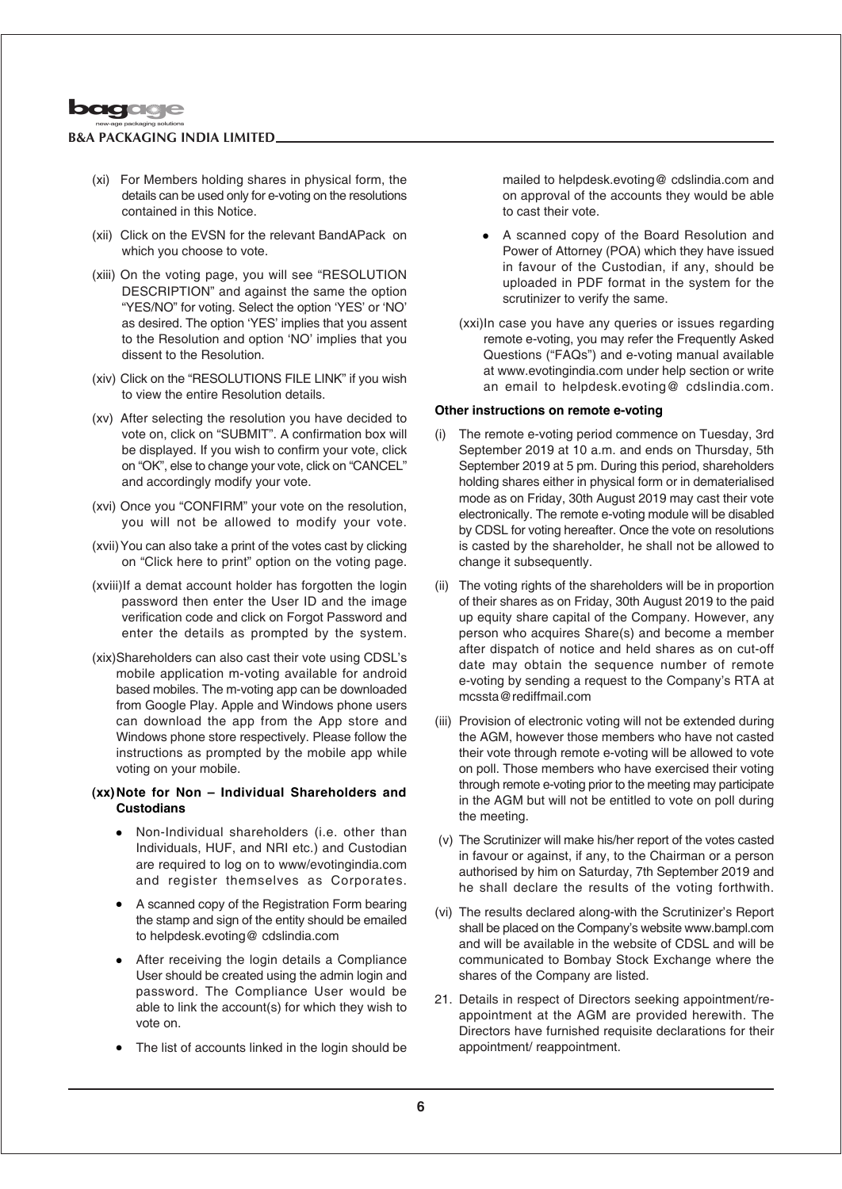(xi) For Members holding shares in physical form, the details can be used only for e-voting on the resolutions contained in this Notice.

(xii) Click on the EVSN for the relevant BandAPack on which you choose to vote.

(xiii) On the voting page, you will see "RESOLUTION DESCRIPTION" and against the same the option "YES/NO" for voting. Select the option 'YES' or 'NO' as desired. The option 'YES' implies that you assent to the Resolution and option 'NO' implies that you dissent to the Resolution.

(xiv) Click on the "RESOLUTIONS FILE LINK" if you wish to view the entire Resolution details.

(xv) After selecting the resolution you have decided to vote on, click on "SUBMIT". A confirmation box will be displayed. If you wish to confirm your vote, click on "OK", else to change your vote, click on "CANCEL" and accordingly modify your vote.

(xvi) Once you "CONFIRM" your vote on the resolution, you will not be allowed to modify your vote.

(xvii) You can also take a print of the votes cast by clicking on "Click here to print" option on the voting page.

(xviii) If a demat account holder has forgotten the login password then enter the User ID and the image verification code and click on Forgot Password and enter the details as prompted by the system.

(xix) Shareholders can also cast their vote using CDSL's mobile application m-voting available for android based mobiles. The m-voting app can be downloaded from Google Play. Apple and Windows phone users can download the app from the App store and Windows phone store respectively. Please follow the instructions as prompted by the mobile app while voting on your mobile.

**(xx) Note for Non – Individual Shareholders and Custodians**

- Non-Individual shareholders (i.e. other than Individuals, HUF, and NRI etc.) and Custodian are required to log on to www/evotingindia.com and register themselves as Corporates.
- A scanned copy of the Registration Form bearing the stamp and sign of the entity should be emailed to helpdesk.evoting@ cdslindia.com
- After receiving the login details a Compliance User should be created using the admin login and password. The Compliance User would be able to link the account(s) for which they wish to vote on.
- The list of accounts linked in the login should be mailed to helpdesk.evoting@ cdslindia.com and on approval of the accounts they would be able to cast their vote.
- A scanned copy of the Board Resolution and Power of Attorney (POA) which they have issued in favour of the Custodian, if any, should be uploaded in PDF format in the system for the scrutinizer to verify the same.

(xxi) In case you have any queries or issues regarding remote e-voting, you may refer the Frequently Asked Questions ("FAQs") and e-voting manual available at www.evotingindia.com under help section or write an email to helpdesk.evoting@ cdslindia.com.

**Other instructions on remote e-voting**

(i) The remote e-voting period commence on Tuesday, 3rd September 2019 at 10 a.m. and ends on Thursday, 5th September 2019 at 5 pm. During this period, shareholders holding shares either in physical form or in dematerialised mode as on Friday, 30th August 2019 may cast their vote electronically. The remote e-voting module will be disabled by CDSL for voting hereafter. Once the vote on resolutions is casted by the shareholder, he shall not be allowed to change it subsequently.

(ii) The voting rights of the shareholders will be in proportion of their shares as on Friday, 30th August 2019 to the paid up equity share capital of the Company. However, any person who acquires Share(s) and become a member after dispatch of notice and held shares as on cut-off date may obtain the sequence number of remote e-voting by sending a request to the Company's RTA at mcssta@rediffmail.com

(iii) Provision of electronic voting will not be extended during the AGM, however those members who have not casted their vote through remote e-voting will be allowed to vote on poll. Those members who have exercised their voting through remote e-voting prior to the meeting may participate in the AGM but will not be entitled to vote on poll during the meeting.

(v) The Scrutinizer will make his/her report of the votes casted in favour or against, if any, to the Chairman or a person authorised by him on Saturday, 7th September 2019 and he shall declare the results of the voting forthwith.

(vi) The results declared along-with the Scrutinizer's Report shall be placed on the Company's website www.bampl.com and will be available in the website of CDSL and will be communicated to Bombay Stock Exchange where the shares of the Company are listed.

21. Details in respect of Directors seeking appointment/re-appointment at the AGM are provided herewith. The Directors have furnished requisite declarations for their appointment/ reappointment.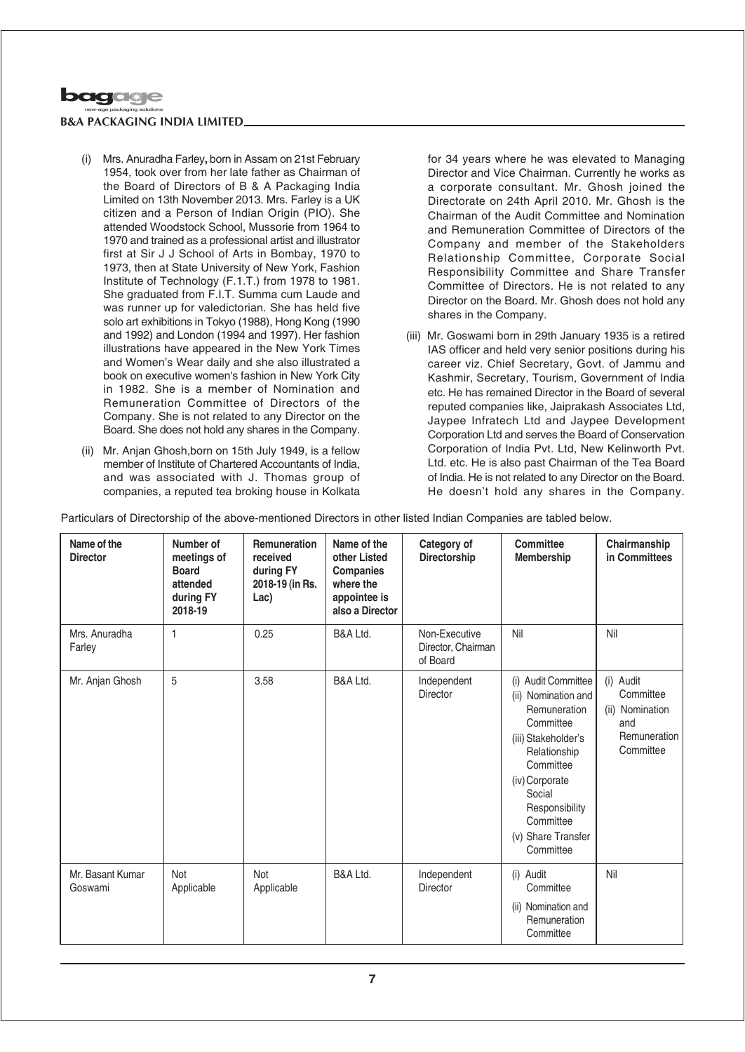(i) Mrs. Anuradha Farley, born in Assam on 21st February 1954, took over from her late father as Chairman of the Board of Directors of B & A Packaging India Limited on 13th November 2013. Mrs. Farley is a UK citizen and a Person of Indian Origin (PIO). She attended Woodstock School, Mussorie from 1964 to 1970 and trained as a professional artist and illustrator first at Sir J J School of Arts in Bombay, 1970 to 1973, then at State University of New York, Fashion Institute of Technology (F.1.T.) from 1978 to 1981. She graduated from F.I.T. Summa cum Laude and was runner up for valedictorian. She has held five solo art exhibitions in Tokyo (1988), Hong Kong (1990 and 1992) and London (1994 and 1997). Her fashion illustrations have appeared in the New York Times and Women's Wear daily and she also illustrated a book on executive women's fashion in New York City in 1982. She is a member of Nomination and Remuneration Committee of Directors of the Company. She is not related to any Director on the Board. She does not hold any shares in the Company.

(ii) Mr. Anjan Ghosh,born on 15th July 1949, is a fellow member of Institute of Chartered Accountants of India, and was associated with J. Thomas group of companies, a reputed tea broking house in Kolkata for 34 years where he was elevated to Managing Director and Vice Chairman. Currently he works as a corporate consultant. Mr. Ghosh joined the Directorate on 24th April 2010. Mr. Ghosh is the Chairman of the Audit Committee and Nomination and Remuneration Committee of Directors of the Company and member of the Stakeholders Relationship Committee, Corporate Social Responsibility Committee and Share Transfer Committee of Directors. He is not related to any Director on the Board. Mr. Ghosh does not hold any shares in the Company.

(iii) Mr. Goswami born in 29th January 1935 is a retired IAS officer and held very senior positions during his career viz. Chief Secretary, Govt. of Jammu and Kashmir, Secretary, Tourism, Government of India etc. He has remained Director in the Board of several reputed companies like, Jaiprakash Associates Ltd, Jaypee Infratech Ltd and Jaypee Development Corporation Ltd and serves the Board of Conservation Corporation of India Pvt. Ltd, New Kelinworth Pvt. Ltd. etc. He is also past Chairman of the Tea Board of India. He is not related to any Director on the Board. He doesn't hold any shares in the Company.

Particulars of Directorship of the above-mentioned Directors in other listed Indian Companies are tabled below.

| Name of the Director | Number of meetings of Board attended during FY 2018-19 | Remuneration received during FY 2018-19 (in Rs. Lac) | Name of the other Listed Companies where the appointee is also a Director | Category of Directorship | Committee Membership | Chairmanship in Committees |
|---|---|---|---|---|---|---|
| Mrs. Anuradha Farley | 1 | 0.25 | B&A Ltd. | Non-Executive Director, Chairman of Board | Nil | Nil |
| Mr. Anjan Ghosh | 5 | 3.58 | B&A Ltd. | Independent Director | (i) Audit Committee (ii) Nomination and Remuneration Committee (iii) Stakeholder's Relationship Committee (iv) Corporate Social Responsibility Committee (v) Share Transfer Committee | (i) Audit Committee (ii) Nomination and Remuneration Committee |
| Mr. Basant Kumar Goswami | Not Applicable | Not Applicable | B&A Ltd. | Independent Director | (i) Audit Committee (ii) Nomination and Remuneration Committee | Nil |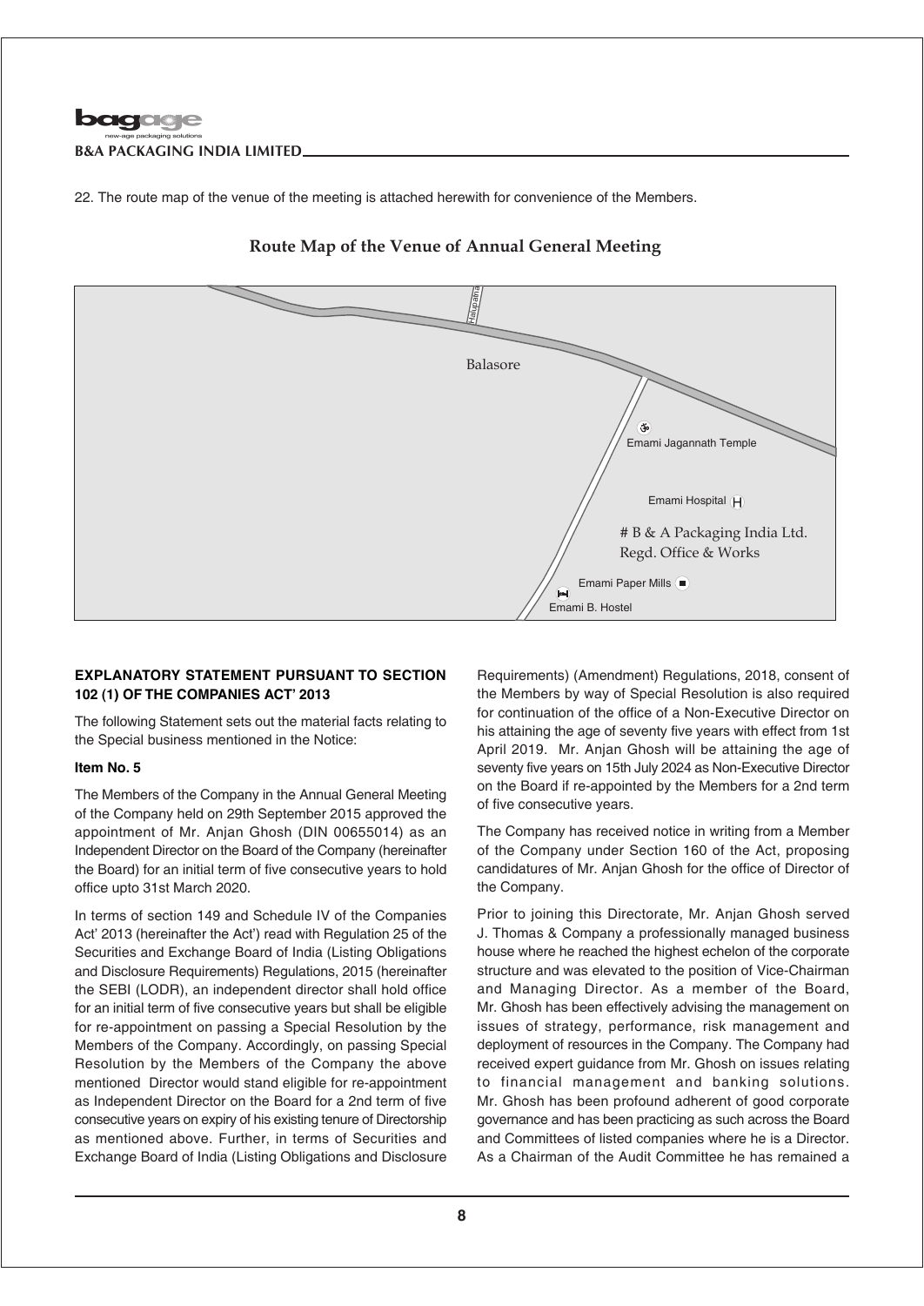22. The route map of the venue of the meeting is attached herewith for convenience of the Members.

## Route Map of the Venue of Annual General Meeting

Balasore

Haripara

Emami Jagannath Temple

Emami Hospital

# B & A Packaging India Ltd.
Regd. Office & Works

Emami Paper Mills

Emami B. Hostel

### EXPLANATORY STATEMENT PURSUANT TO SECTION 102 (1) OF THE COMPANIES ACT' 2013

The following Statement sets out the material facts relating to the Special business mentioned in the Notice:

**Item No. 5**

The Members of the Company in the Annual General Meeting of the Company held on 29th September 2015 approved the appointment of Mr. Anjan Ghosh (DIN 00655014) as an Independent Director on the Board of the Company (hereinafter the Board) for an initial term of five consecutive years to hold office upto 31st March 2020.

In terms of section 149 and Schedule IV of the Companies Act' 2013 (hereinafter the Act') read with Regulation 25 of the Securities and Exchange Board of India (Listing Obligations and Disclosure Requirements) Regulations, 2015 (hereinafter the SEBI (LODR), an independent director shall hold office for an initial term of five consecutive years but shall be eligible for re-appointment on passing a Special Resolution by the Members of the Company. Accordingly, on passing Special Resolution by the Members of the Company the above mentioned Director would stand eligible for re-appointment as Independent Director on the Board for a 2nd term of five consecutive years on expiry of his existing tenure of Directorship as mentioned above. Further, in terms of Securities and Exchange Board of India (Listing Obligations and Disclosure Requirements) (Amendment) Regulations, 2018, consent of the Members by way of Special Resolution is also required for continuation of the office of a Non-Executive Director on his attaining the age of seventy five years with effect from 1st April 2019. Mr. Anjan Ghosh will be attaining the age of seventy five years on 15th July 2024 as Non-Executive Director on the Board if re-appointed by the Members for a 2nd term of five consecutive years.

The Company has received notice in writing from a Member of the Company under Section 160 of the Act, proposing candidatures of Mr. Anjan Ghosh for the office of Director of the Company.

Prior to joining this Directorate, Mr. Anjan Ghosh served J. Thomas & Company a professionally managed business house where he reached the highest echelon of the corporate structure and was elevated to the position of Vice-Chairman and Managing Director. As a member of the Board, Mr. Ghosh has been effectively advising the management on issues of strategy, performance, risk management and deployment of resources in the Company. The Company had received expert guidance from Mr. Ghosh on issues relating to financial management and banking solutions. Mr. Ghosh has been profound adherent of good corporate governance and has been practicing as such across the Board and Committees of listed companies where he is a Director. As a Chairman of the Audit Committee he has remained a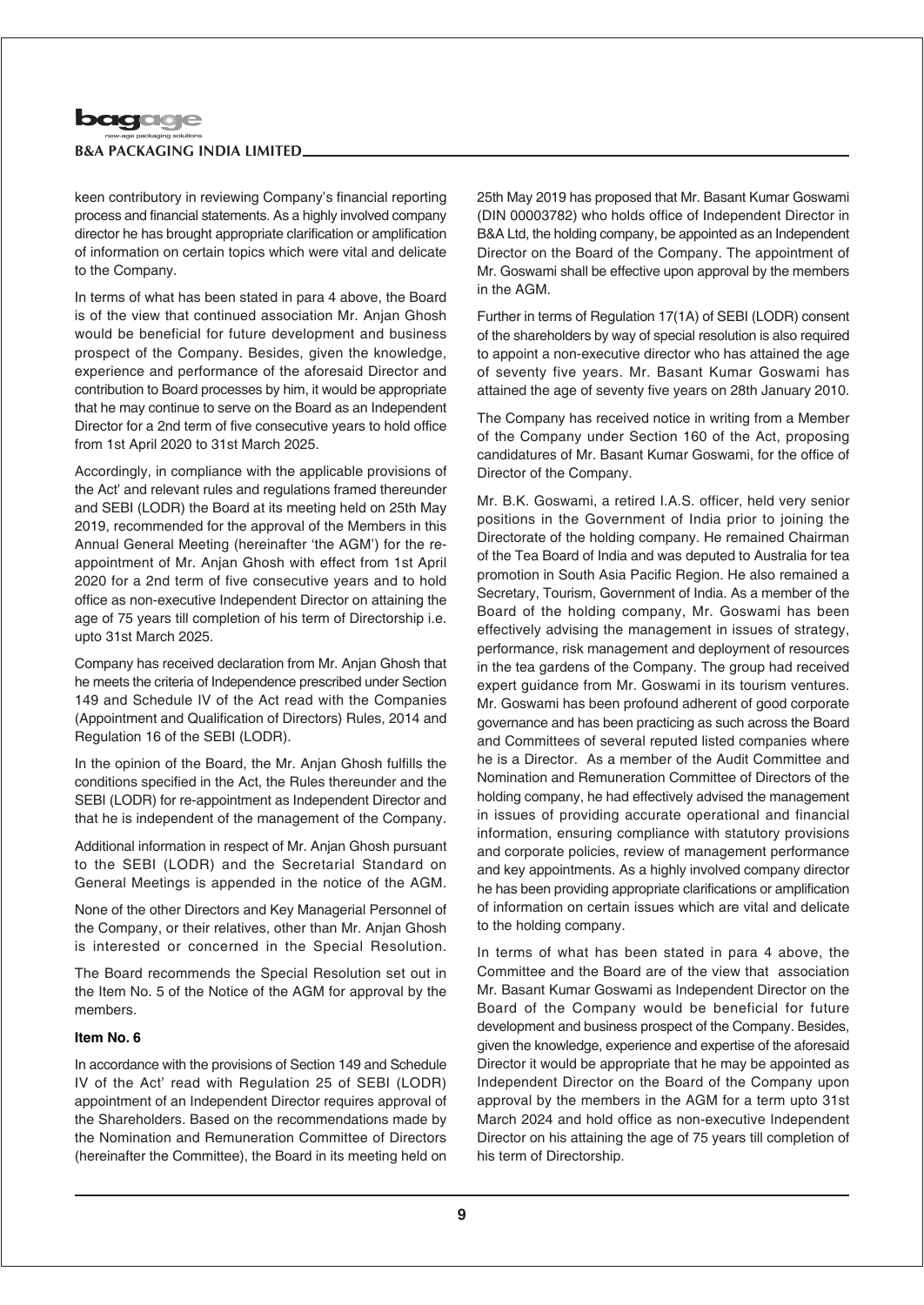keen contributory in reviewing Company's financial reporting process and financial statements. As a highly involved company director he has brought appropriate clarification or amplification of information on certain topics which were vital and delicate to the Company.

In terms of what has been stated in para 4 above, the Board is of the view that continued association Mr. Anjan Ghosh would be beneficial for future development and business prospect of the Company. Besides, given the knowledge, experience and performance of the aforesaid Director and contribution to Board processes by him, it would be appropriate that he may continue to serve on the Board as an Independent Director for a 2nd term of five consecutive years to hold office from 1st April 2020 to 31st March 2025.

Accordingly, in compliance with the applicable provisions of the Act' and relevant rules and regulations framed thereunder and SEBI (LODR) the Board at its meeting held on 25th May 2019, recommended for the approval of the Members in this Annual General Meeting (hereinafter 'the AGM') for the re-appointment of Mr. Anjan Ghosh with effect from 1st April 2020 for a 2nd term of five consecutive years and to hold office as non-executive Independent Director on attaining the age of 75 years till completion of his term of Directorship i.e. upto 31st March 2025.

Company has received declaration from Mr. Anjan Ghosh that he meets the criteria of Independence prescribed under Section 149 and Schedule IV of the Act read with the Companies (Appointment and Qualification of Directors) Rules, 2014 and Regulation 16 of the SEBI (LODR).

In the opinion of the Board, the Mr. Anjan Ghosh fulfills the conditions specified in the Act, the Rules thereunder and the SEBI (LODR) for re-appointment as Independent Director and that he is independent of the management of the Company.

Additional information in respect of Mr. Anjan Ghosh pursuant to the SEBI (LODR) and the Secretarial Standard on General Meetings is appended in the notice of the AGM.

None of the other Directors and Key Managerial Personnel of the Company, or their relatives, other than Mr. Anjan Ghosh is interested or concerned in the Special Resolution.

The Board recommends the Special Resolution set out in the Item No. 5 of the Notice of the AGM for approval by the members.

**Item No. 6**

In accordance with the provisions of Section 149 and Schedule IV of the Act' read with Regulation 25 of SEBI (LODR) appointment of an Independent Director requires approval of the Shareholders. Based on the recommendations made by the Nomination and Remuneration Committee of Directors (hereinafter the Committee), the Board in its meeting held on 25th May 2019 has proposed that Mr. Basant Kumar Goswami (DIN 00003782) who holds office of Independent Director in B&A Ltd, the holding company, be appointed as an Independent Director on the Board of the Company. The appointment of Mr. Goswami shall be effective upon approval by the members in the AGM.

Further in terms of Regulation 17(1A) of SEBI (LODR) consent of the shareholders by way of special resolution is also required to appoint a non-executive director who has attained the age of seventy five years. Mr. Basant Kumar Goswami has attained the age of seventy five years on 28th January 2010.

The Company has received notice in writing from a Member of the Company under Section 160 of the Act, proposing candidatures of Mr. Basant Kumar Goswami, for the office of Director of the Company.

Mr. B.K. Goswami, a retired I.A.S. officer, held very senior positions in the Government of India prior to joining the Directorate of the holding company. He remained Chairman of the Tea Board of India and was deputed to Australia for tea promotion in South Asia Pacific Region. He also remained a Secretary, Tourism, Government of India. As a member of the Board of the holding company, Mr. Goswami has been effectively advising the management in issues of strategy, performance, risk management and deployment of resources in the tea gardens of the Company. The group had received expert guidance from Mr. Goswami in its tourism ventures. Mr. Goswami has been profound adherent of good corporate governance and has been practicing as such across the Board and Committees of several reputed listed companies where he is a Director. As a member of the Audit Committee and Nomination and Remuneration Committee of Directors of the holding company, he had effectively advised the management in issues of providing accurate operational and financial information, ensuring compliance with statutory provisions and corporate policies, review of management performance and key appointments. As a highly involved company director he has been providing appropriate clarifications or amplification of information on certain issues which are vital and delicate to the holding company.

In terms of what has been stated in para 4 above, the Committee and the Board are of the view that association Mr. Basant Kumar Goswami as Independent Director on the Board of the Company would be beneficial for future development and business prospect of the Company. Besides, given the knowledge, experience and expertise of the aforesaid Director it would be appropriate that he may be appointed as Independent Director on the Board of the Company upon approval by the members in the AGM for a term upto 31st March 2024 and hold office as non-executive Independent Director on his attaining the age of 75 years till completion of his term of Directorship.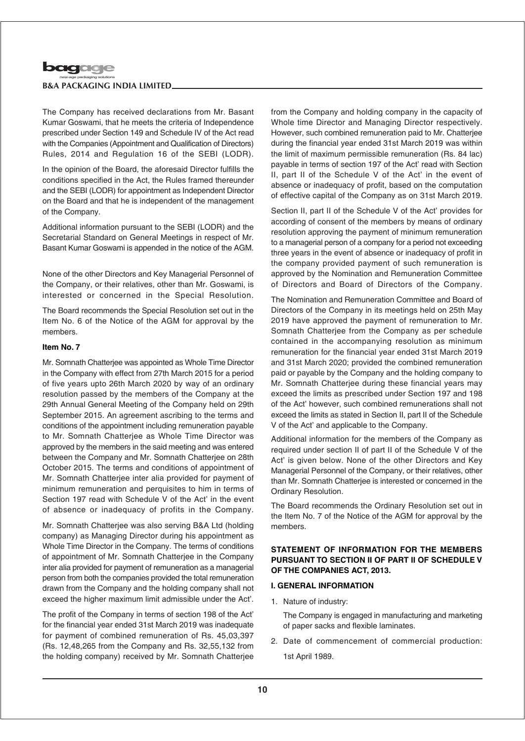The Company has received declarations from Mr. Basant Kumar Goswami, that he meets the criteria of Independence prescribed under Section 149 and Schedule IV of the Act read with the Companies (Appointment and Qualification of Directors) Rules, 2014 and Regulation 16 of the SEBI (LODR).

In the opinion of the Board, the aforesaid Director fulfills the conditions specified in the Act, the Rules framed thereunder and the SEBI (LODR) for appointment as Independent Director on the Board and that he is independent of the management of the Company.

Additional information pursuant to the SEBI (LODR) and the Secretarial Standard on General Meetings in respect of Mr. Basant Kumar Goswami is appended in the notice of the AGM.

None of the other Directors and Key Managerial Personnel of the Company, or their relatives, other than Mr. Goswami, is interested or concerned in the Special Resolution.

The Board recommends the Special Resolution set out in the Item No. 6 of the Notice of the AGM for approval by the members.

**Item No. 7**

Mr. Somnath Chatterjee was appointed as Whole Time Director in the Company with effect from 27th March 2015 for a period of five years upto 26th March 2020 by way of an ordinary resolution passed by the members of the Company at the 29th Annual General Meeting of the Company held on 29th September 2015. An agreement ascribing to the terms and conditions of the appointment including remuneration payable to Mr. Somnath Chatterjee as Whole Time Director was approved by the members in the said meeting and was entered between the Company and Mr. Somnath Chatterjee on 28th October 2015. The terms and conditions of appointment of Mr. Somnath Chatterjee inter alia provided for payment of minimum remuneration and perquisites to him in terms of Section 197 read with Schedule V of the Act' in the event of absence or inadequacy of profits in the Company.

Mr. Somnath Chatterjee was also serving B&A Ltd (holding company) as Managing Director during his appointment as Whole Time Director in the Company. The terms of conditions of appointment of Mr. Somnath Chatterjee in the Company inter alia provided for payment of remuneration as a managerial person from both the companies provided the total remuneration drawn from the Company and the holding company shall not exceed the higher maximum limit admissible under the Act'.

The profit of the Company in terms of section 198 of the Act' for the financial year ended 31st March 2019 was inadequate for payment of combined remuneration of Rs. 45,03,397 (Rs. 12,48,265 from the Company and Rs. 32,55,132 from the holding company) received by Mr. Somnath Chatterjee from the Company and holding company in the capacity of Whole time Director and Managing Director respectively. However, such combined remuneration paid to Mr. Chatterjee during the financial year ended 31st March 2019 was within the limit of maximum permissible remuneration (Rs. 84 lac) payable in terms of section 197 of the Act' read with Section II, part II of the Schedule V of the Act' in the event of absence or inadequacy of profit, based on the computation of effective capital of the Company as on 31st March 2019.

Section II, part II of the Schedule V of the Act' provides for according of consent of the members by means of ordinary resolution approving the payment of minimum remuneration to a managerial person of a company for a period not exceeding three years in the event of absence or inadequacy of profit in the company provided payment of such remuneration is approved by the Nomination and Remuneration Committee of Directors and Board of Directors of the Company.

The Nomination and Remuneration Committee and Board of Directors of the Company in its meetings held on 25th May 2019 have approved the payment of remuneration to Mr. Somnath Chatterjee from the Company as per schedule contained in the accompanying resolution as minimum remuneration for the financial year ended 31st March 2019 and 31st March 2020; provided the combined remuneration paid or payable by the Company and the holding company to Mr. Somnath Chatterjee during these financial years may exceed the limits as prescribed under Section 197 and 198 of the Act' however, such combined remunerations shall not exceed the limits as stated in Section II, part II of the Schedule V of the Act' and applicable to the Company.

Additional information for the members of the Company as required under section II of part II of the Schedule V of the Act' is given below. None of the other Directors and Key Managerial Personnel of the Company, or their relatives, other than Mr. Somnath Chatterjee is interested or concerned in the Ordinary Resolution.

The Board recommends the Ordinary Resolution set out in the Item No. 7 of the Notice of the AGM for approval by the members.

## STATEMENT OF INFORMATION FOR THE MEMBERS PURSUANT TO SECTION II OF PART II OF SCHEDULE V OF THE COMPANIES ACT, 2013.

### I. GENERAL INFORMATION

1. Nature of industry:

   The Company is engaged in manufacturing and marketing of paper sacks and flexible laminates.

2. Date of commencement of commercial production:

   1st April 1989.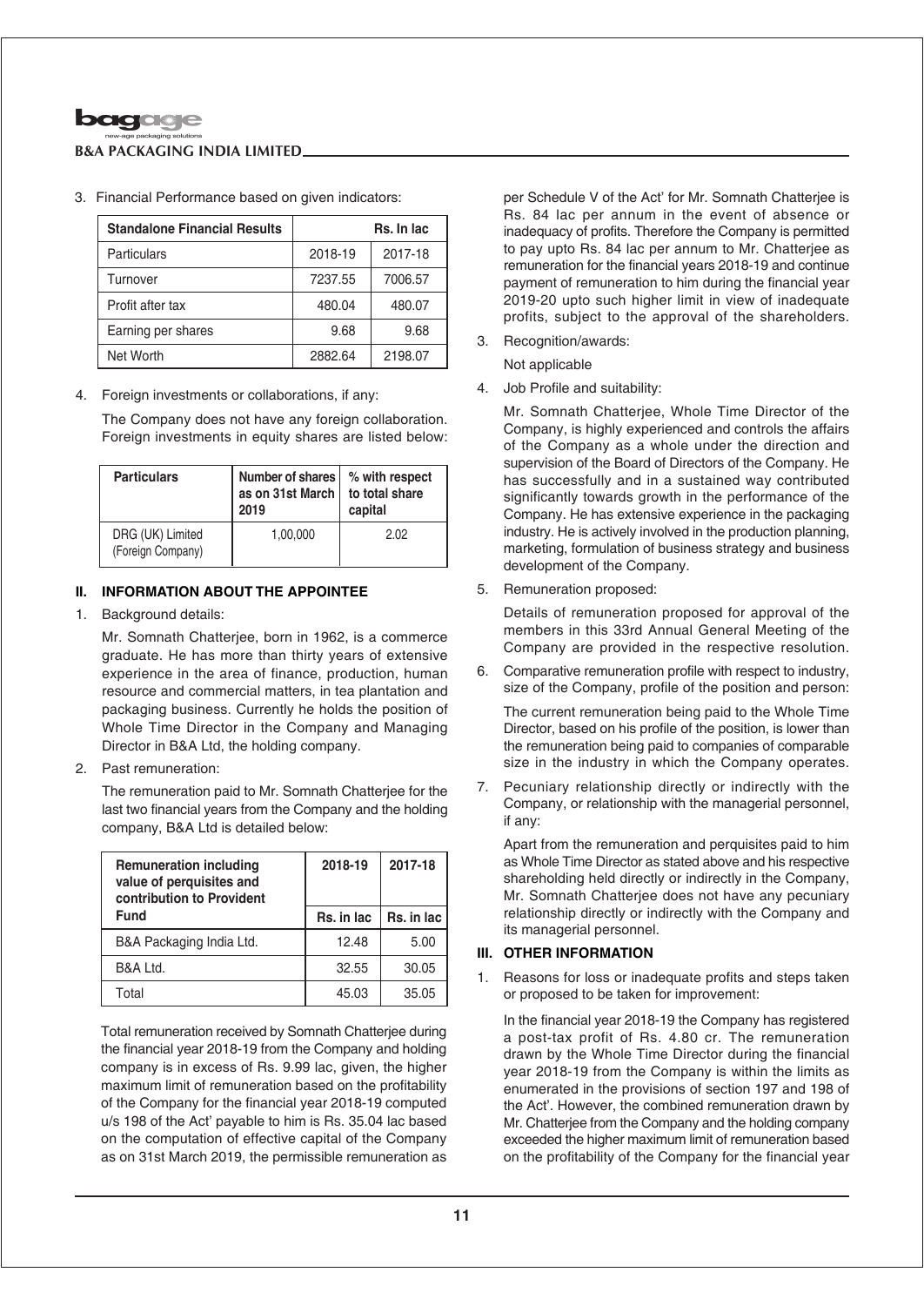3. Financial Performance based on given indicators:

| Standalone Financial Results | Rs. In lac | |
|---|---|---|
| Particulars | 2018-19 | 2017-18 |
| Turnover | 7237.55 | 7006.57 |
| Profit after tax | 480.04 | 480.07 |
| Earning per shares | 9.68 | 9.68 |
| Net Worth | 2882.64 | 2198.07 |

4. Foreign investments or collaborations, if any:

   The Company does not have any foreign collaboration. Foreign investments in equity shares are listed below:

| Particulars | Number of shares as on 31st March 2019 | % with respect to total share capital |
|---|---|---|
| DRG (UK) Limited (Foreign Company) | 1,00,000 | 2.02 |

## II. INFORMATION ABOUT THE APPOINTEE

1. Background details:

   Mr. Somnath Chatterjee, born in 1962, is a commerce graduate. He has more than thirty years of extensive experience in the area of finance, production, human resource and commercial matters, in tea plantation and packaging business. Currently he holds the position of Whole Time Director in the Company and Managing Director in B&A Ltd, the holding company.

2. Past remuneration:

   The remuneration paid to Mr. Somnath Chatterjee for the last two financial years from the Company and the holding company, B&A Ltd is detailed below:

| Remuneration including value of perquisites and contribution to Provident Fund | 2018-19 | 2017-18 |
|---|---|---|
| | Rs. in lac | Rs. in lac |
| B&A Packaging India Ltd. | 12.48 | 5.00 |
| B&A Ltd. | 32.55 | 30.05 |
| Total | 45.03 | 35.05 |

   Total remuneration received by Somnath Chatterjee during the financial year 2018-19 from the Company and holding company is in excess of Rs. 9.99 lac, given, the higher maximum limit of remuneration based on the profitability of the Company for the financial year 2018-19 computed u/s 198 of the Act' payable to him is Rs. 35.04 lac based on the computation of effective capital of the Company as on 31st March 2019, the permissible remuneration as per Schedule V of the Act' for Mr. Somnath Chatterjee is Rs. 84 lac per annum in the event of absence or inadequacy of profits. Therefore the Company is permitted to pay upto Rs. 84 lac per annum to Mr. Chatterjee as remuneration for the financial years 2018-19 and continue payment of remuneration to him during the financial year 2019-20 upto such higher limit in view of inadequate profits, subject to the approval of the shareholders.

3. Recognition/awards:

   Not applicable

4. Job Profile and suitability:

   Mr. Somnath Chatterjee, Whole Time Director of the Company, is highly experienced and controls the affairs of the Company as a whole under the direction and supervision of the Board of Directors of the Company. He has successfully and in a sustained way contributed significantly towards growth in the performance of the Company. He has extensive experience in the packaging industry. He is actively involved in the production planning, marketing, formulation of business strategy and business development of the Company.

5. Remuneration proposed:

   Details of remuneration proposed for approval of the members in this 33rd Annual General Meeting of the Company are provided in the respective resolution.

6. Comparative remuneration profile with respect to industry, size of the Company, profile of the position and person:

   The current remuneration being paid to the Whole Time Director, based on his profile of the position, is lower than the remuneration being paid to companies of comparable size in the industry in which the Company operates.

7. Pecuniary relationship directly or indirectly with the Company, or relationship with the managerial personnel, if any:

   Apart from the remuneration and perquisites paid to him as Whole Time Director as stated above and his respective shareholding held directly or indirectly in the Company, Mr. Somnath Chatterjee does not have any pecuniary relationship directly or indirectly with the Company and its managerial personnel.

## III. OTHER INFORMATION

1. Reasons for loss or inadequate profits and steps taken or proposed to be taken for improvement:

   In the financial year 2018-19 the Company has registered a post-tax profit of Rs. 4.80 cr. The remuneration drawn by the Whole Time Director during the financial year 2018-19 from the Company is within the limits as enumerated in the provisions of section 197 and 198 of the Act'. However, the combined remuneration drawn by Mr. Chatterjee from the Company and the holding company exceeded the higher maximum limit of remuneration based on the profitability of the Company for the financial year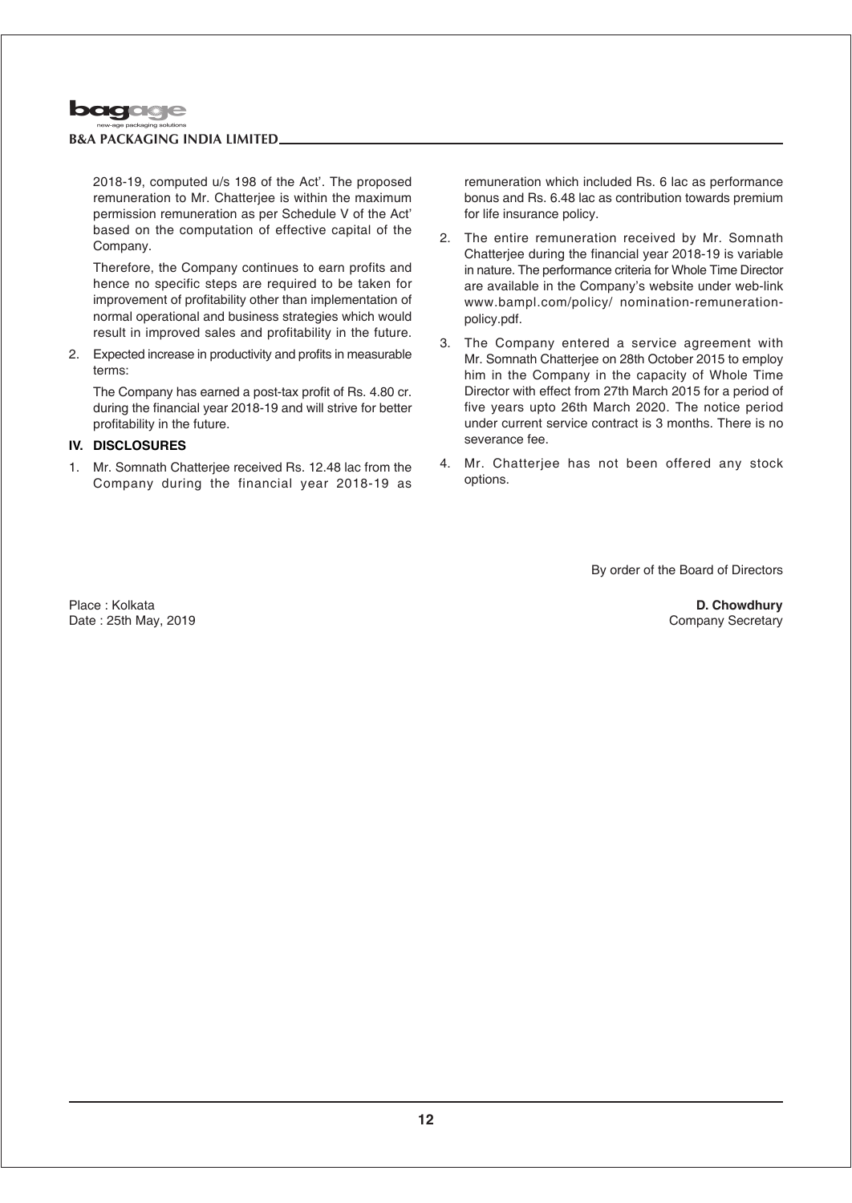2018-19, computed u/s 198 of the Act'. The proposed remuneration to Mr. Chatterjee is within the maximum permission remuneration as per Schedule V of the Act' based on the computation of effective capital of the Company.

Therefore, the Company continues to earn profits and hence no specific steps are required to be taken for improvement of profitability other than implementation of normal operational and business strategies which would result in improved sales and profitability in the future.

2. Expected increase in productivity and profits in measurable terms:

   The Company has earned a post-tax profit of Rs. 4.80 cr. during the financial year 2018-19 and will strive for better profitability in the future.

**IV. DISCLOSURES**

1. Mr. Somnath Chatterjee received Rs. 12.48 lac from the Company during the financial year 2018-19 as remuneration which included Rs. 6 lac as performance bonus and Rs. 6.48 lac as contribution towards premium for life insurance policy.

2. The entire remuneration received by Mr. Somnath Chatterjee during the financial year 2018-19 is variable in nature. The performance criteria for Whole Time Director are available in the Company's website under web-link www.bampl.com/policy/ nomination-remuneration-policy.pdf.

3. The Company entered a service agreement with Mr. Somnath Chatterjee on 28th October 2015 to employ him in the Company in the capacity of Whole Time Director with effect from 27th March 2015 for a period of five years upto 26th March 2020. The notice period under current service contract is 3 months. There is no severance fee.

4. Mr. Chatterjee has not been offered any stock options.

By order of the Board of Directors

Place : Kolkata
Date : 25th May, 2019

**D. Chowdhury**
Company Secretary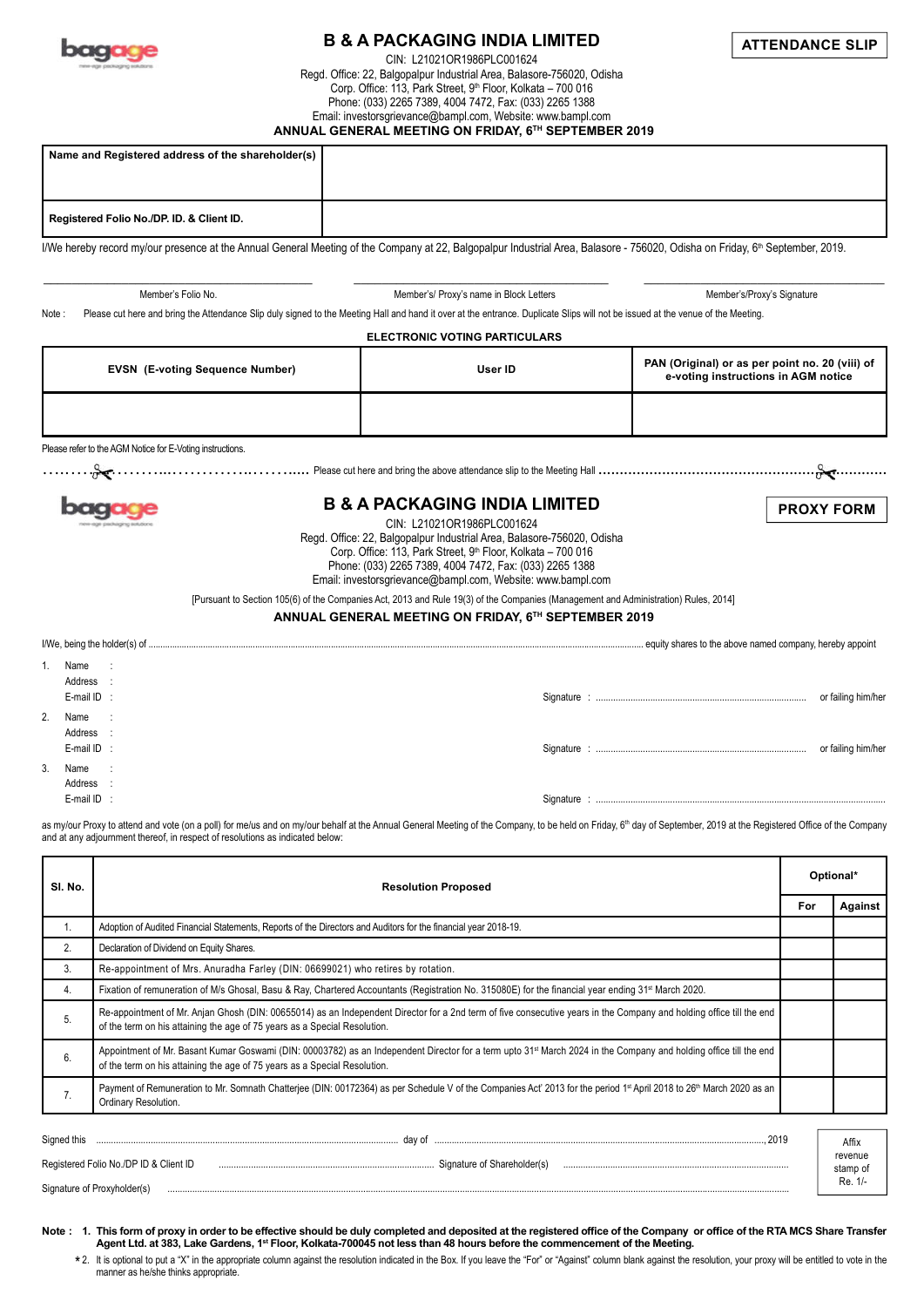# B & A PACKAGING INDIA LIMITED

**ATTENDANCE SLIP**

CIN: L21021OR1986PLC001624
Regd. Office: 22, Balgopalpur Industrial Area, Balasore-756020, Odisha
Corp. Office: 113, Park Street, 9th Floor, Kolkata – 700 016
Phone: (033) 2265 7389, 4004 7472, Fax: (033) 2265 1388
Email: investorsgrievance@bampl.com, Website: www.bampl.com

**ANNUAL GENERAL MEETING ON FRIDAY, 6TH SEPTEMBER 2019**

| | |
|---|---|
| **Name and Registered address of the shareholder(s)** | |
| **Registered Folio No./DP. ID. & Client ID.** | |

I/We hereby record my/our presence at the Annual General Meeting of the Company at 22, Balgopalpur Industrial Area, Balasore - 756020, Odisha on Friday, 6th September, 2019.

Member's Folio No. ______ Member's/ Proxy's name in Block Letters ______ Member's/Proxy's Signature ______

Note : Please cut here and bring the Attendance Slip duly signed to the Meeting Hall and hand it over at the entrance. Duplicate Slips will not be issued at the venue of the Meeting.

**ELECTRONIC VOTING PARTICULARS**

| EVSN (E-voting Sequence Number) | User ID | PAN (Original) or as per point no. 20 (viii) of e-voting instructions in AGM notice |
|---|---|---|
| | | |

Please refer to the AGM Notice for E-Voting instructions.

Please cut here and bring the above attendance slip to the Meeting Hall

# B & A PACKAGING INDIA LIMITED

**PROXY FORM**

CIN: L21021OR1986PLC001624
Regd. Office: 22, Balgopalpur Industrial Area, Balasore-756020, Odisha
Corp. Office: 113, Park Street, 9th Floor, Kolkata – 700 016
Phone: (033) 2265 7389, 4004 7472, Fax: (033) 2265 1388
Email: investorsgrievance@bampl.com, Website: www.bampl.com

[Pursuant to Section 105(6) of the Companies Act, 2013 and Rule 19(3) of the Companies (Management and Administration) Rules, 2014]

**ANNUAL GENERAL MEETING ON FRIDAY, 6TH SEPTEMBER 2019**

I/We, being the holder(s) of ............ equity shares to the above named company, hereby appoint

1. Name :
   Address :
   E-mail ID : Signature : ............ or failing him/her
2. Name :
   Address :
   E-mail ID : Signature : ............ or failing him/her
3. Name :
   Address :
   E-mail ID : Signature : ............

as my/our Proxy to attend and vote (on a poll) for me/us and on my/our behalf at the Annual General Meeting of the Company, to be held on Friday, 6th day of September, 2019 at the Registered Office of the Company and at any adjournment thereof, in respect of resolutions as indicated below:

| Sl. No. | Resolution Proposed | Optional* | |
|---|---|---|---|
| | | For | Against |
| 1. | Adoption of Audited Financial Statements, Reports of the Directors and Auditors for the financial year 2018-19. | | |
| 2. | Declaration of Dividend on Equity Shares. | | |
| 3. | Re-appointment of Mrs. Anuradha Farley (DIN: 06699021) who retires by rotation. | | |
| 4. | Fixation of remuneration of M/s Ghosal, Basu & Ray, Chartered Accountants (Registration No. 315080E) for the financial year ending 31st March 2020. | | |
| 5. | Re-appointment of Mr. Anjan Ghosh (DIN: 00655014) as an Independent Director for a 2nd term of five consecutive years in the Company and holding office till the end of the term on his attaining the age of 75 years as a Special Resolution. | | |
| 6. | Appointment of Mr. Basant Kumar Goswami (DIN: 00003782) as an Independent Director for a term upto 31st March 2024 in the Company and holding office till the end of the term on his attaining the age of 75 years as a Special Resolution. | | |
| 7. | Payment of Remuneration to Mr. Somnath Chatterjee (DIN: 00172364) as per Schedule V of the Companies Act' 2013 for the period 1st April 2018 to 26th March 2020 as an Ordinary Resolution. | | |

Signed this ............ day of ............, 2019

Registered Folio No./DP ID & Client ID ............ Signature of Shareholder(s) ............

Signature of Proxyholder(s) ............

Affix revenue stamp of Re. 1/-

**Note : 1. This form of proxy in order to be effective should be duly completed and deposited at the registered office of the Company or office of the RTA MCS Share Transfer Agent Ltd. at 383, Lake Gardens, 1st Floor, Kolkata-700045 not less than 48 hours before the commencement of the Meeting.**

*2. It is optional to put a "X" in the appropriate column against the resolution indicated in the Box. If you leave the "For" or "Against" column blank against the resolution, your proxy will be entitled to vote in the manner as he/she thinks appropriate.